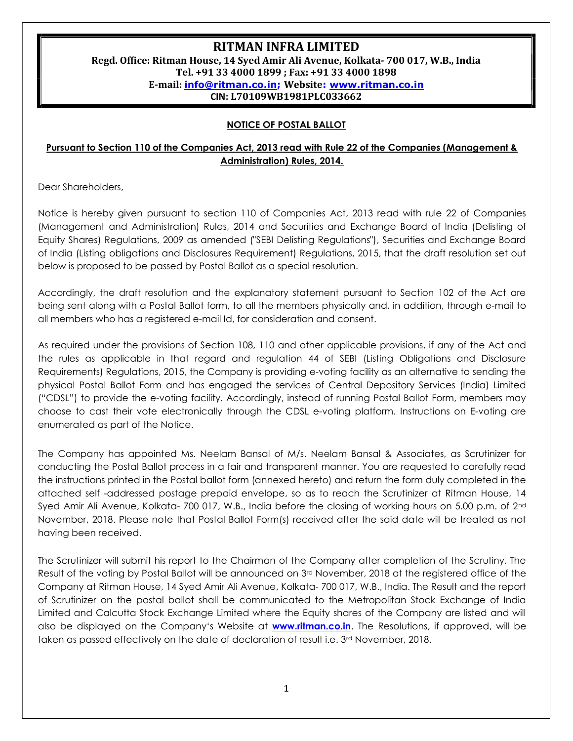# RITMAN INFRA LIMITED

**Regd. Office: Ritman House, 14 Syed Amir Ali Avenue, Kolkata- 700 017, W.B., India**
**Tel. +91 33 4000 1899 ; Fax: +91 33 4000 1898**
**E-mail: info@ritman.co.in; Website: www.ritman.co.in**
**CIN: L70109WB1981PLC033662**

## NOTICE OF POSTAL BALLOT

**Pursuant to Section 110 of the Companies Act, 2013 read with Rule 22 of the Companies (Management & Administration) Rules, 2014.**

Dear Shareholders,

Notice is hereby given pursuant to section 110 of Companies Act, 2013 read with rule 22 of Companies (Management and Administration) Rules, 2014 and Securities and Exchange Board of India (Delisting of Equity Shares) Regulations, 2009 as amended ("SEBI Delisting Regulations"), Securities and Exchange Board of India (Listing obligations and Disclosures Requirement) Regulations, 2015, that the draft resolution set out below is proposed to be passed by Postal Ballot as a special resolution.

Accordingly, the draft resolution and the explanatory statement pursuant to Section 102 of the Act are being sent along with a Postal Ballot form, to all the members physically and, in addition, through e-mail to all members who has a registered e-mail Id, for consideration and consent.

As required under the provisions of Section 108, 110 and other applicable provisions, if any of the Act and the rules as applicable in that regard and regulation 44 of SEBI (Listing Obligations and Disclosure Requirements) Regulations, 2015, the Company is providing e-voting facility as an alternative to sending the physical Postal Ballot Form and has engaged the services of Central Depository Services (India) Limited ("CDSL") to provide the e-voting facility. Accordingly, instead of running Postal Ballot Form, members may choose to cast their vote electronically through the CDSL e-voting platform. Instructions on E-voting are enumerated as part of the Notice.

The Company has appointed Ms. Neelam Bansal of M/s. Neelam Bansal & Associates, as Scrutinizer for conducting the Postal Ballot process in a fair and transparent manner. You are requested to carefully read the instructions printed in the Postal ballot form (annexed hereto) and return the form duly completed in the attached self -addressed postage prepaid envelope, so as to reach the Scrutinizer at Ritman House, 14 Syed Amir Ali Avenue, Kolkata- 700 017, W.B., India before the closing of working hours on 5.00 p.m. of 2nd November, 2018. Please note that Postal Ballot Form(s) received after the said date will be treated as not having been received.

The Scrutinizer will submit his report to the Chairman of the Company after completion of the Scrutiny. The Result of the voting by Postal Ballot will be announced on 3rd November, 2018 at the registered office of the Company at Ritman House, 14 Syed Amir Ali Avenue, Kolkata- 700 017, W.B., India. The Result and the report of Scrutinizer on the postal ballot shall be communicated to the Metropolitan Stock Exchange of India Limited and Calcutta Stock Exchange Limited where the Equity shares of the Company are listed and will also be displayed on the Company's Website at **www.ritman.co.in**. The Resolutions, if approved, will be taken as passed effectively on the date of declaration of result i.e. 3rd November, 2018.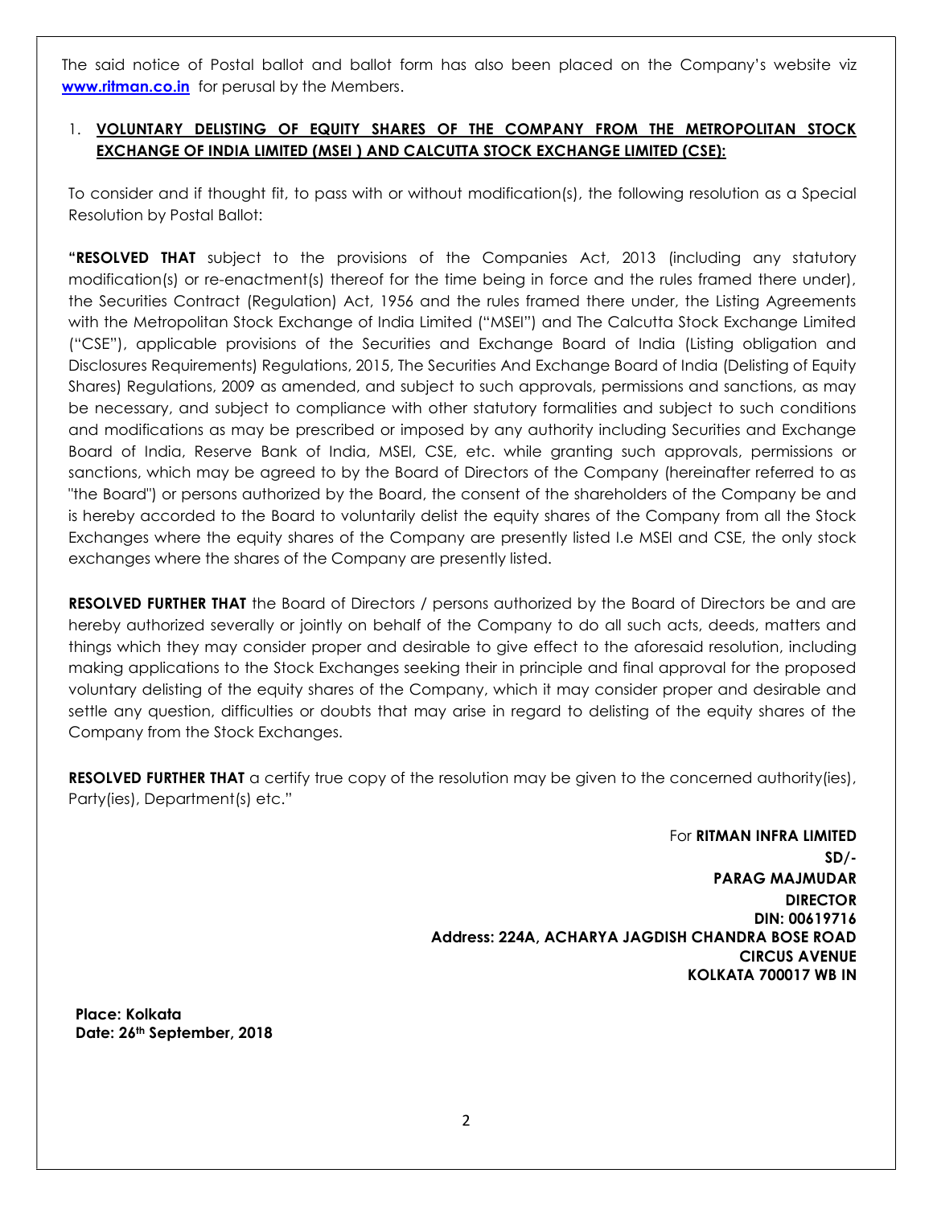The said notice of Postal ballot and ballot form has also been placed on the Company's website viz **[www.ritman.co.in](http://www.ritman.co.in)** for perusal by the Members.

1. **VOLUNTARY DELISTING OF EQUITY SHARES OF THE COMPANY FROM THE METROPOLITAN STOCK EXCHANGE OF INDIA LIMITED (MSEI ) AND CALCUTTA STOCK EXCHANGE LIMITED (CSE):**

To consider and if thought fit, to pass with or without modification(s), the following resolution as a Special Resolution by Postal Ballot:

**"RESOLVED THAT** subject to the provisions of the Companies Act, 2013 (including any statutory modification(s) or re-enactment(s) thereof for the time being in force and the rules framed there under), the Securities Contract (Regulation) Act, 1956 and the rules framed there under, the Listing Agreements with the Metropolitan Stock Exchange of India Limited ("MSEI") and The Calcutta Stock Exchange Limited ("CSE"), applicable provisions of the Securities and Exchange Board of India (Listing obligation and Disclosures Requirements) Regulations, 2015, The Securities And Exchange Board of India (Delisting of Equity Shares) Regulations, 2009 as amended, and subject to such approvals, permissions and sanctions, as may be necessary, and subject to compliance with other statutory formalities and subject to such conditions and modifications as may be prescribed or imposed by any authority including Securities and Exchange Board of India, Reserve Bank of India, MSEI, CSE, etc. while granting such approvals, permissions or sanctions, which may be agreed to by the Board of Directors of the Company (hereinafter referred to as "the Board") or persons authorized by the Board, the consent of the shareholders of the Company be and is hereby accorded to the Board to voluntarily delist the equity shares of the Company from all the Stock Exchanges where the equity shares of the Company are presently listed I.e MSEI and CSE, the only stock exchanges where the shares of the Company are presently listed.

**RESOLVED FURTHER THAT** the Board of Directors / persons authorized by the Board of Directors be and are hereby authorized severally or jointly on behalf of the Company to do all such acts, deeds, matters and things which they may consider proper and desirable to give effect to the aforesaid resolution, including making applications to the Stock Exchanges seeking their in principle and final approval for the proposed voluntary delisting of the equity shares of the Company, which it may consider proper and desirable and settle any question, difficulties or doubts that may arise in regard to delisting of the equity shares of the Company from the Stock Exchanges.

**RESOLVED FURTHER THAT** a certify true copy of the resolution may be given to the concerned authority(ies), Party(ies), Department(s) etc."

For **RITMAN INFRA LIMITED**
**SD/-**
**PARAG MAJMUDAR**
**DIRECTOR**
**DIN: 00619716**
**Address: 224A, ACHARYA JAGDISH CHANDRA BOSE ROAD**
**CIRCUS AVENUE**
**KOLKATA 700017 WB IN**

**Place: Kolkata**
**Date: 26th September, 2018**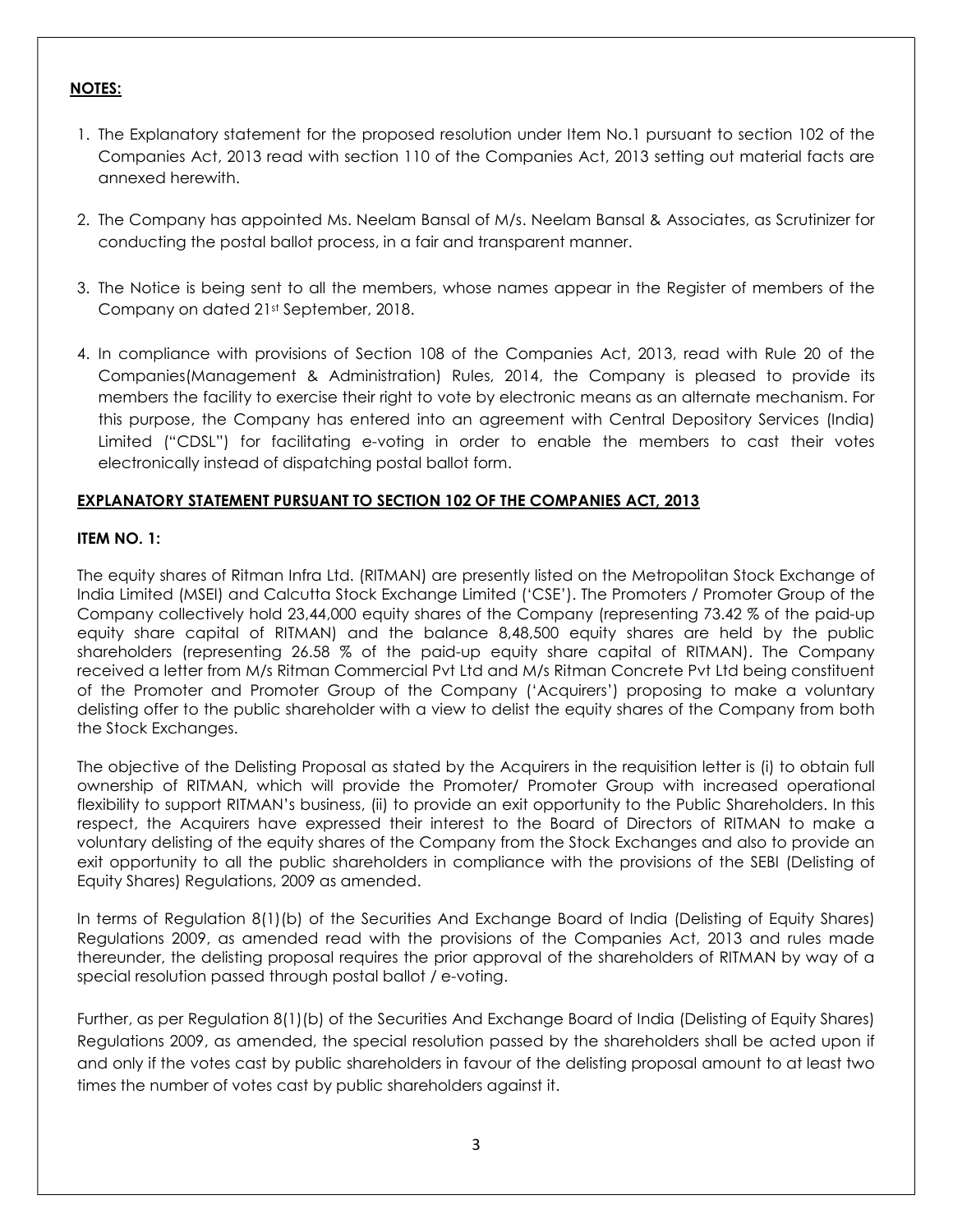**NOTES:**

1. The Explanatory statement for the proposed resolution under Item No.1 pursuant to section 102 of the Companies Act, 2013 read with section 110 of the Companies Act, 2013 setting out material facts are annexed herewith.

2. The Company has appointed Ms. Neelam Bansal of M/s. Neelam Bansal & Associates, as Scrutinizer for conducting the postal ballot process, in a fair and transparent manner.

3. The Notice is being sent to all the members, whose names appear in the Register of members of the Company on dated 21st September, 2018.

4. In compliance with provisions of Section 108 of the Companies Act, 2013, read with Rule 20 of the Companies(Management & Administration) Rules, 2014, the Company is pleased to provide its members the facility to exercise their right to vote by electronic means as an alternate mechanism. For this purpose, the Company has entered into an agreement with Central Depository Services (India) Limited ("CDSL") for facilitating e-voting in order to enable the members to cast their votes electronically instead of dispatching postal ballot form.

**EXPLANATORY STATEMENT PURSUANT TO SECTION 102 OF THE COMPANIES ACT, 2013**

**ITEM NO. 1:**

The equity shares of Ritman Infra Ltd. (RITMAN) are presently listed on the Metropolitan Stock Exchange of India Limited (MSEI) and Calcutta Stock Exchange Limited ('CSE'). The Promoters / Promoter Group of the Company collectively hold 23,44,000 equity shares of the Company (representing 73.42 % of the paid-up equity share capital of RITMAN) and the balance 8,48,500 equity shares are held by the public shareholders (representing 26.58 % of the paid-up equity share capital of RITMAN). The Company received a letter from M/s Ritman Commercial Pvt Ltd and M/s Ritman Concrete Pvt Ltd being constituent of the Promoter and Promoter Group of the Company ('Acquirers') proposing to make a voluntary delisting offer to the public shareholder with a view to delist the equity shares of the Company from both the Stock Exchanges.

The objective of the Delisting Proposal as stated by the Acquirers in the requisition letter is (i) to obtain full ownership of RITMAN, which will provide the Promoter/ Promoter Group with increased operational flexibility to support RITMAN's business, (ii) to provide an exit opportunity to the Public Shareholders. In this respect, the Acquirers have expressed their interest to the Board of Directors of RITMAN to make a voluntary delisting of the equity shares of the Company from the Stock Exchanges and also to provide an exit opportunity to all the public shareholders in compliance with the provisions of the SEBI (Delisting of Equity Shares) Regulations, 2009 as amended.

In terms of Regulation 8(1)(b) of the Securities And Exchange Board of India (Delisting of Equity Shares) Regulations 2009, as amended read with the provisions of the Companies Act, 2013 and rules made thereunder, the delisting proposal requires the prior approval of the shareholders of RITMAN by way of a special resolution passed through postal ballot / e-voting.

Further, as per Regulation 8(1)(b) of the Securities And Exchange Board of India (Delisting of Equity Shares) Regulations 2009, as amended, the special resolution passed by the shareholders shall be acted upon if and only if the votes cast by public shareholders in favour of the delisting proposal amount to at least two times the number of votes cast by public shareholders against it.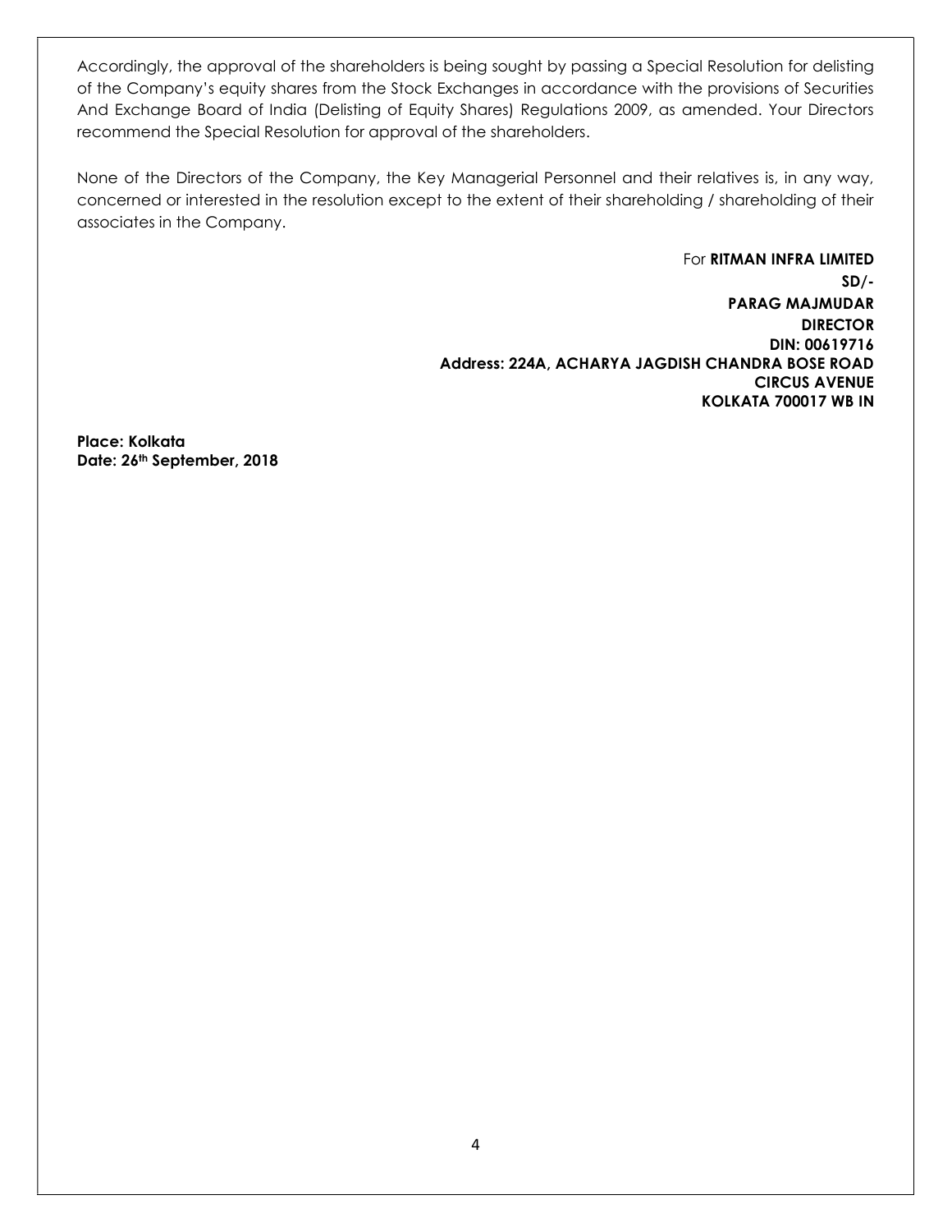Accordingly, the approval of the shareholders is being sought by passing a Special Resolution for delisting of the Company's equity shares from the Stock Exchanges in accordance with the provisions of Securities And Exchange Board of India (Delisting of Equity Shares) Regulations 2009, as amended. Your Directors recommend the Special Resolution for approval of the shareholders.

None of the Directors of the Company, the Key Managerial Personnel and their relatives is, in any way, concerned or interested in the resolution except to the extent of their shareholding / shareholding of their associates in the Company.

For **RITMAN INFRA LIMITED**
**SD/-**
**PARAG MAJMUDAR**
**DIRECTOR**
**DIN: 00619716**
**Address: 224A, ACHARYA JAGDISH CHANDRA BOSE ROAD**
**CIRCUS AVENUE**
**KOLKATA 700017 WB IN**

**Place: Kolkata**
**Date: 26th September, 2018**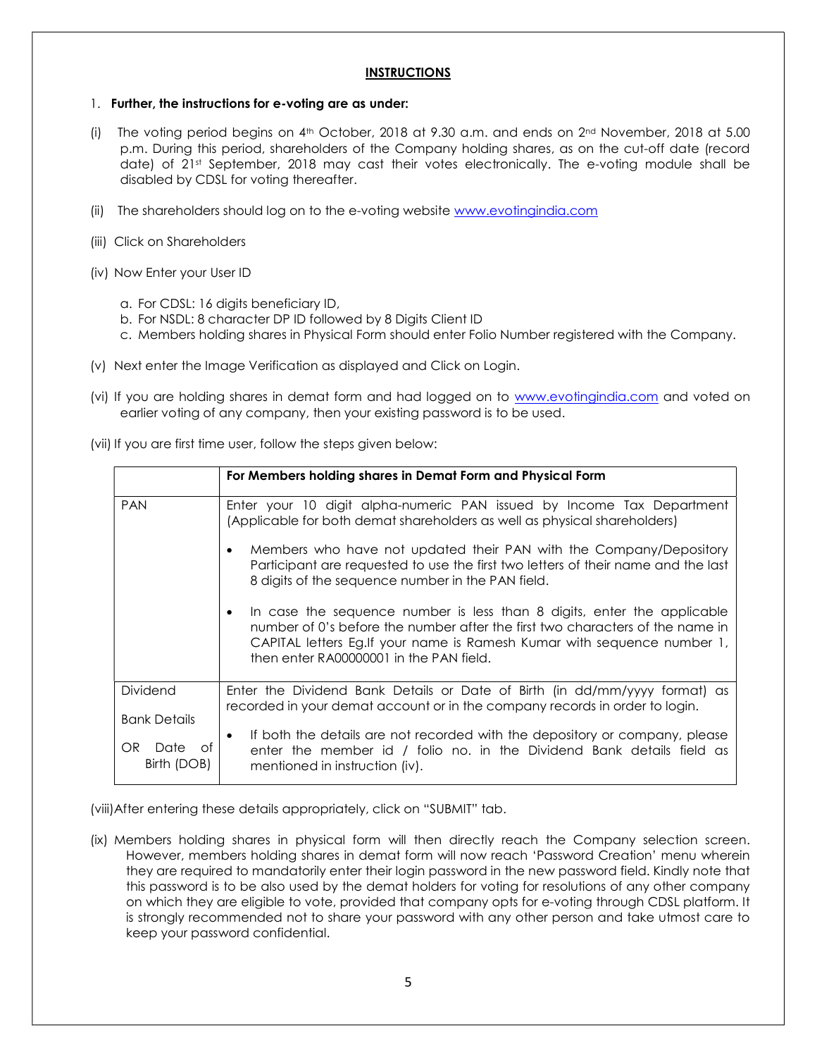## INSTRUCTIONS

1. **Further, the instructions for e-voting are as under:**

(i) The voting period begins on 4th October, 2018 at 9.30 a.m. and ends on 2nd November, 2018 at 5.00 p.m. During this period, shareholders of the Company holding shares, as on the cut-off date (record date) of 21st September, 2018 may cast their votes electronically. The e-voting module shall be disabled by CDSL for voting thereafter.

(ii) The shareholders should log on to the e-voting website www.evotingindia.com

(iii) Click on Shareholders

(iv) Now Enter your User ID

a. For CDSL: 16 digits beneficiary ID,
b. For NSDL: 8 character DP ID followed by 8 Digits Client ID
c. Members holding shares in Physical Form should enter Folio Number registered with the Company.

(v) Next enter the Image Verification as displayed and Click on Login.

(vi) If you are holding shares in demat form and had logged on to www.evotingindia.com and voted on earlier voting of any company, then your existing password is to be used.

(vii) If you are first time user, follow the steps given below:

| | For Members holding shares in Demat Form and Physical Form |
|---|---|
| PAN | Enter your 10 digit alpha-numeric PAN issued by Income Tax Department (Applicable for both demat shareholders as well as physical shareholders)<br>• Members who have not updated their PAN with the Company/Depository Participant are requested to use the first two letters of their name and the last 8 digits of the sequence number in the PAN field.<br>• In case the sequence number is less than 8 digits, enter the applicable number of 0's before the number after the first two characters of the name in CAPITAL letters Eg.If your name is Ramesh Kumar with sequence number 1, then enter RA00000001 in the PAN field. |
| Dividend Bank Details OR Date of Birth (DOB) | Enter the Dividend Bank Details or Date of Birth (in dd/mm/yyyy format) as recorded in your demat account or in the company records in order to login.<br>• If both the details are not recorded with the depository or company, please enter the member id / folio no. in the Dividend Bank details field as mentioned in instruction (iv). |

(viii) After entering these details appropriately, click on "SUBMIT" tab.

(ix) Members holding shares in physical form will then directly reach the Company selection screen. However, members holding shares in demat form will now reach 'Password Creation' menu wherein they are required to mandatorily enter their login password in the new password field. Kindly note that this password is to be also used by the demat holders for voting for resolutions of any other company on which they are eligible to vote, provided that company opts for e-voting through CDSL platform. It is strongly recommended not to share your password with any other person and take utmost care to keep your password confidential.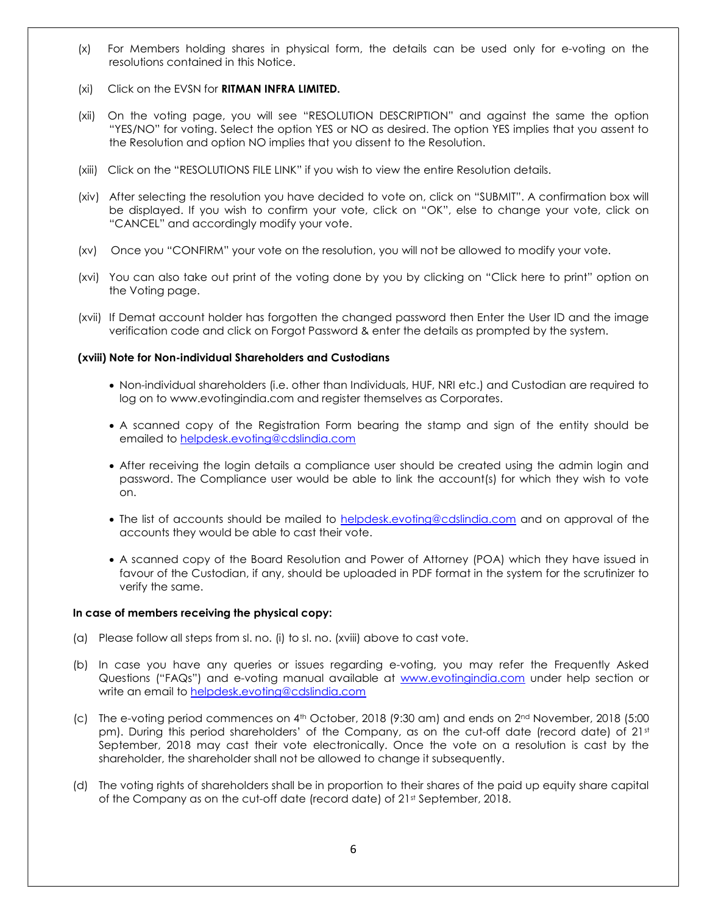(x) For Members holding shares in physical form, the details can be used only for e-voting on the resolutions contained in this Notice.

(xi) Click on the EVSN for **RITMAN INFRA LIMITED.**

(xii) On the voting page, you will see "RESOLUTION DESCRIPTION" and against the same the option "YES/NO" for voting. Select the option YES or NO as desired. The option YES implies that you assent to the Resolution and option NO implies that you dissent to the Resolution.

(xiii) Click on the "RESOLUTIONS FILE LINK" if you wish to view the entire Resolution details.

(xiv) After selecting the resolution you have decided to vote on, click on "SUBMIT". A confirmation box will be displayed. If you wish to confirm your vote, click on "OK", else to change your vote, click on "CANCEL" and accordingly modify your vote.

(xv) Once you "CONFIRM" your vote on the resolution, you will not be allowed to modify your vote.

(xvi) You can also take out print of the voting done by you by clicking on "Click here to print" option on the Voting page.

(xvii) If Demat account holder has forgotten the changed password then Enter the User ID and the image verification code and click on Forgot Password & enter the details as prompted by the system.

**(xviii) Note for Non-individual Shareholders and Custodians**

- Non-individual shareholders (i.e. other than Individuals, HUF, NRI etc.) and Custodian are required to log on to www.evotingindia.com and register themselves as Corporates.
- A scanned copy of the Registration Form bearing the stamp and sign of the entity should be emailed to helpdesk.evoting@cdslindia.com
- After receiving the login details a compliance user should be created using the admin login and password. The Compliance user would be able to link the account(s) for which they wish to vote on.
- The list of accounts should be mailed to helpdesk.evoting@cdslindia.com and on approval of the accounts they would be able to cast their vote.
- A scanned copy of the Board Resolution and Power of Attorney (POA) which they have issued in favour of the Custodian, if any, should be uploaded in PDF format in the system for the scrutinizer to verify the same.

**In case of members receiving the physical copy:**

(a) Please follow all steps from sl. no. (i) to sl. no. (xviii) above to cast vote.

(b) In case you have any queries or issues regarding e-voting, you may refer the Frequently Asked Questions ("FAQs") and e-voting manual available at www.evotingindia.com under help section or write an email to helpdesk.evoting@cdslindia.com

(c) The e-voting period commences on 4th October, 2018 (9:30 am) and ends on 2nd November, 2018 (5:00 pm). During this period shareholders' of the Company, as on the cut-off date (record date) of 21st September, 2018 may cast their vote electronically. Once the vote on a resolution is cast by the shareholder, the shareholder shall not be allowed to change it subsequently.

(d) The voting rights of shareholders shall be in proportion to their shares of the paid up equity share capital of the Company as on the cut-off date (record date) of 21st September, 2018.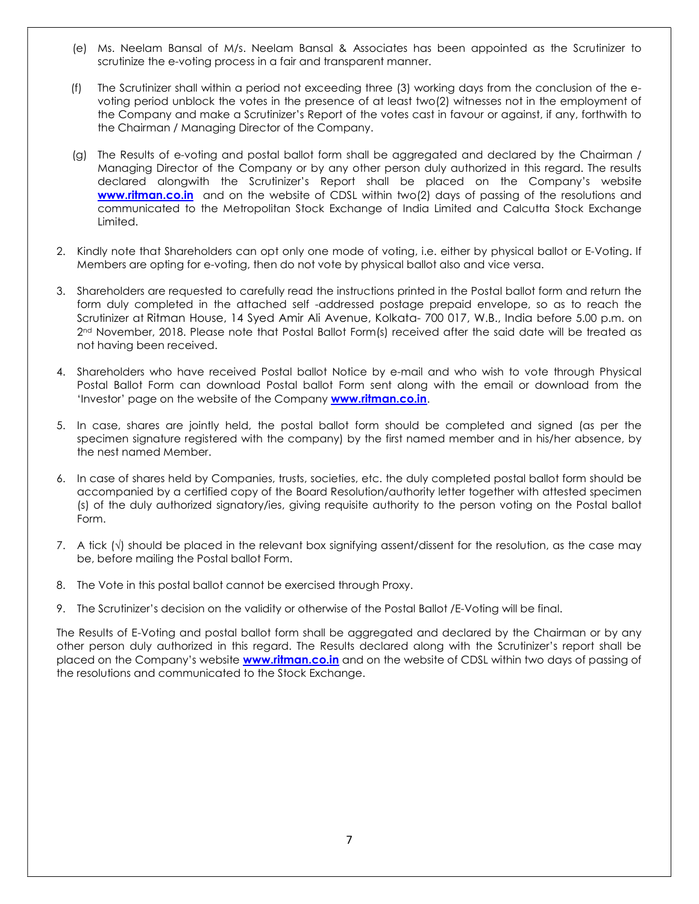(e) Ms. Neelam Bansal of M/s. Neelam Bansal & Associates has been appointed as the Scrutinizer to scrutinize the e-voting process in a fair and transparent manner.

(f) The Scrutinizer shall within a period not exceeding three (3) working days from the conclusion of the e-voting period unblock the votes in the presence of at least two(2) witnesses not in the employment of the Company and make a Scrutinizer's Report of the votes cast in favour or against, if any, forthwith to the Chairman / Managing Director of the Company.

(g) The Results of e-voting and postal ballot form shall be aggregated and declared by the Chairman / Managing Director of the Company or by any other person duly authorized in this regard. The results declared alongwith the Scrutinizer's Report shall be placed on the Company's website **www.ritman.co.in** and on the website of CDSL within two(2) days of passing of the resolutions and communicated to the Metropolitan Stock Exchange of India Limited and Calcutta Stock Exchange Limited.

2. Kindly note that Shareholders can opt only one mode of voting, i.e. either by physical ballot or E-Voting. If Members are opting for e-voting, then do not vote by physical ballot also and vice versa.

3. Shareholders are requested to carefully read the instructions printed in the Postal ballot form and return the form duly completed in the attached self -addressed postage prepaid envelope, so as to reach the Scrutinizer at Ritman House, 14 Syed Amir Ali Avenue, Kolkata- 700 017, W.B., India before 5.00 p.m. on 2nd November, 2018. Please note that Postal Ballot Form(s) received after the said date will be treated as not having been received.

4. Shareholders who have received Postal ballot Notice by e-mail and who wish to vote through Physical Postal Ballot Form can download Postal ballot Form sent along with the email or download from the 'Investor' page on the website of the Company **www.ritman.co.in**.

5. In case, shares are jointly held, the postal ballot form should be completed and signed (as per the specimen signature registered with the company) by the first named member and in his/her absence, by the nest named Member.

6. In case of shares held by Companies, trusts, societies, etc. the duly completed postal ballot form should be accompanied by a certified copy of the Board Resolution/authority letter together with attested specimen (s) of the duly authorized signatory/ies, giving requisite authority to the person voting on the Postal ballot Form.

7. A tick (√) should be placed in the relevant box signifying assent/dissent for the resolution, as the case may be, before mailing the Postal ballot Form.

8. The Vote in this postal ballot cannot be exercised through Proxy.

9. The Scrutinizer's decision on the validity or otherwise of the Postal Ballot /E-Voting will be final.

The Results of E-Voting and postal ballot form shall be aggregated and declared by the Chairman or by any other person duly authorized in this regard. The Results declared along with the Scrutinizer's report shall be placed on the Company's website **www.ritman.co.in** and on the website of CDSL within two days of passing of the resolutions and communicated to the Stock Exchange.